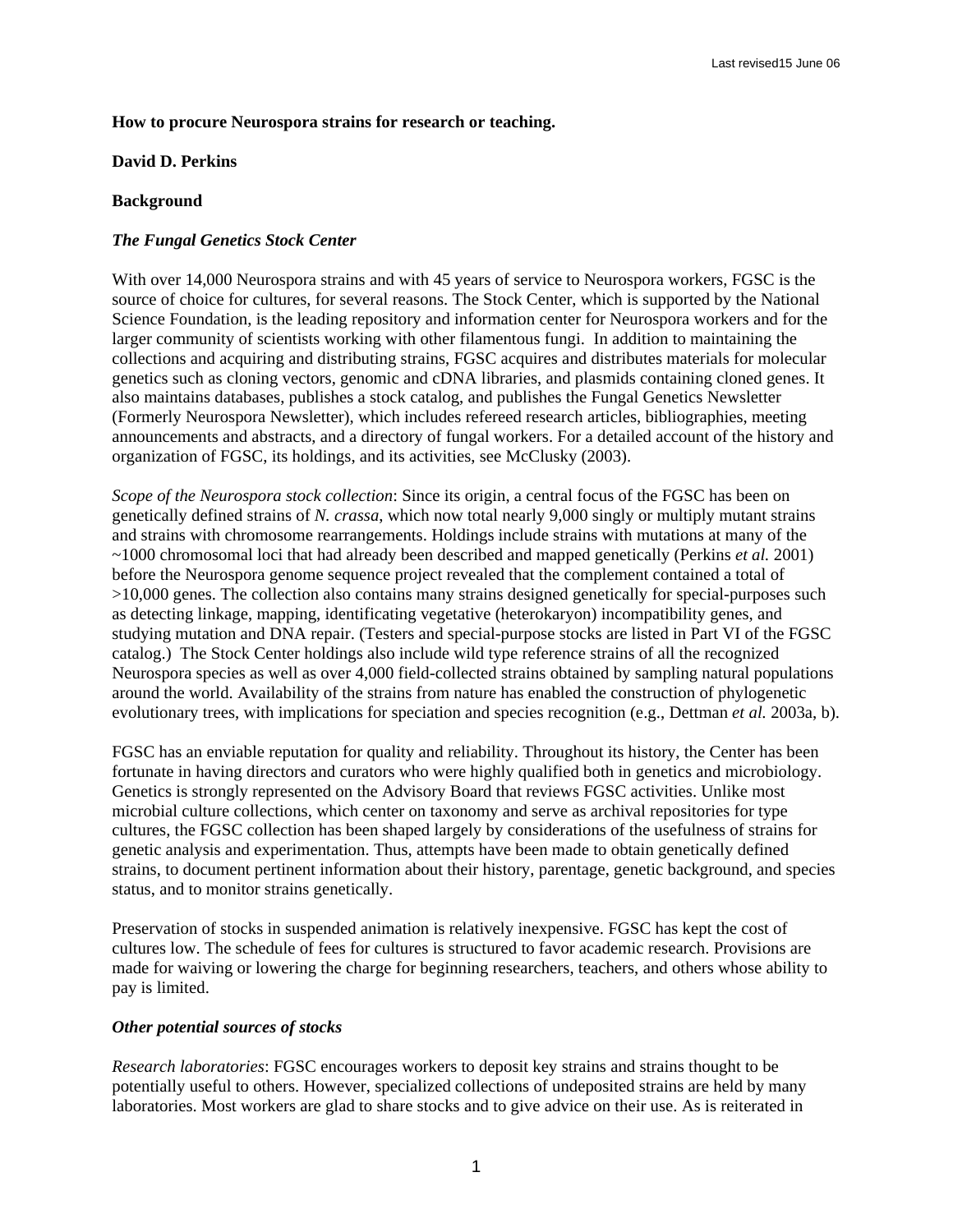Last revised15 June 06

**How to procure Neurospora strains for research or teaching.**

**David D. Perkins**

**Background**

***The Fungal Genetics Stock Center***

With over 14,000 Neurospora strains and with 45 years of service to Neurospora workers, FGSC is the source of choice for cultures, for several reasons. The Stock Center, which is supported by the National Science Foundation, is the leading repository and information center for Neurospora workers and for the larger community of scientists working with other filamentous fungi. In addition to maintaining the collections and acquiring and distributing strains, FGSC acquires and distributes materials for molecular genetics such as cloning vectors, genomic and cDNA libraries, and plasmids containing cloned genes. It also maintains databases, publishes a stock catalog, and publishes the Fungal Genetics Newsletter (Formerly Neurospora Newsletter), which includes refereed research articles, bibliographies, meeting announcements and abstracts, and a directory of fungal workers. For a detailed account of the history and organization of FGSC, its holdings, and its activities, see McClusky (2003).

*Scope of the Neurospora stock collection*: Since its origin, a central focus of the FGSC has been on genetically defined strains of *N. crassa,* which now total nearly 9,000 singly or multiply mutant strains and strains with chromosome rearrangements. Holdings include strains with mutations at many of the ~1000 chromosomal loci that had already been described and mapped genetically (Perkins *et al.* 2001) before the Neurospora genome sequence project revealed that the complement contained a total of >10,000 genes. The collection also contains many strains designed genetically for special-purposes such as detecting linkage, mapping, identificating vegetative (heterokaryon) incompatibility genes, and studying mutation and DNA repair. (Testers and special-purpose stocks are listed in Part VI of the FGSC catalog.) The Stock Center holdings also include wild type reference strains of all the recognized Neurospora species as well as over 4,000 field-collected strains obtained by sampling natural populations around the world. Availability of the strains from nature has enabled the construction of phylogenetic evolutionary trees, with implications for speciation and species recognition (e.g., Dettman *et al.* 2003a, b).

FGSC has an enviable reputation for quality and reliability. Throughout its history, the Center has been fortunate in having directors and curators who were highly qualified both in genetics and microbiology. Genetics is strongly represented on the Advisory Board that reviews FGSC activities. Unlike most microbial culture collections, which center on taxonomy and serve as archival repositories for type cultures, the FGSC collection has been shaped largely by considerations of the usefulness of strains for genetic analysis and experimentation. Thus, attempts have been made to obtain genetically defined strains, to document pertinent information about their history, parentage, genetic background, and species status, and to monitor strains genetically.

Preservation of stocks in suspended animation is relatively inexpensive. FGSC has kept the cost of cultures low. The schedule of fees for cultures is structured to favor academic research. Provisions are made for waiving or lowering the charge for beginning researchers, teachers, and others whose ability to pay is limited.

***Other potential sources of stocks***

*Research laboratories*: FGSC encourages workers to deposit key strains and strains thought to be potentially useful to others. However, specialized collections of undeposited strains are held by many laboratories. Most workers are glad to share stocks and to give advice on their use. As is reiterated in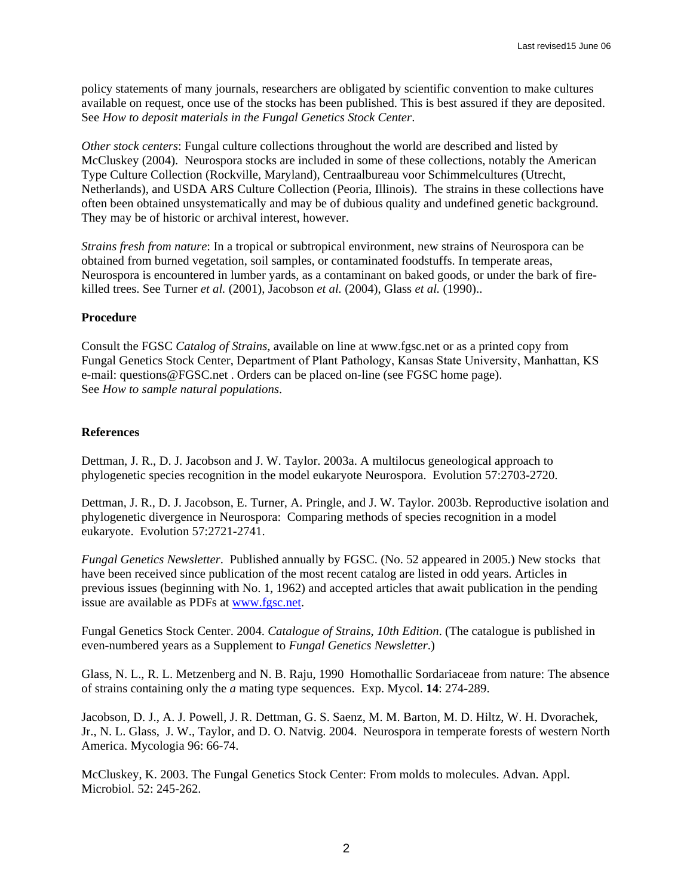policy statements of many journals, researchers are obligated by scientific convention to make cultures available on request, once use of the stocks has been published. This is best assured if they are deposited. See *How to deposit materials in the Fungal Genetics Stock Center*.

*Other stock centers*: Fungal culture collections throughout the world are described and listed by McCluskey (2004). Neurospora stocks are included in some of these collections, notably the American Type Culture Collection (Rockville, Maryland), Centraalbureau voor Schimmelcultures (Utrecht, Netherlands), and USDA ARS Culture Collection (Peoria, Illinois). The strains in these collections have often been obtained unsystematically and may be of dubious quality and undefined genetic background. They may be of historic or archival interest, however.

*Strains fresh from nature*: In a tropical or subtropical environment, new strains of Neurospora can be obtained from burned vegetation, soil samples, or contaminated foodstuffs. In temperate areas, Neurospora is encountered in lumber yards, as a contaminant on baked goods, or under the bark of fire-killed trees. See Turner *et al.* (2001), Jacobson *et al.* (2004), Glass *et al.* (1990)..

**Procedure**

Consult the FGSC *Catalog of Strains*, available on line at www.fgsc.net or as a printed copy from Fungal Genetics Stock Center, Department of Plant Pathology, Kansas State University, Manhattan, KS e-mail: questions@FGSC.net . Orders can be placed on-line (see FGSC home page). See *How to sample natural populations*.

**References**

Dettman, J. R., D. J. Jacobson and J. W. Taylor. 2003a. A multilocus geneological approach to phylogenetic species recognition in the model eukaryote Neurospora. Evolution 57:2703-2720.

Dettman, J. R., D. J. Jacobson, E. Turner, A. Pringle, and J. W. Taylor. 2003b. Reproductive isolation and phylogenetic divergence in Neurospora: Comparing methods of species recognition in a model eukaryote. Evolution 57:2721-2741.

*Fungal Genetics Newsletter*. Published annually by FGSC. (No. 52 appeared in 2005.) New stocks that have been received since publication of the most recent catalog are listed in odd years. Articles in previous issues (beginning with No. 1, 1962) and accepted articles that await publication in the pending issue are available as PDFs at www.fgsc.net.

Fungal Genetics Stock Center. 2004. *Catalogue of Strains, 10th Edition*. (The catalogue is published in even-numbered years as a Supplement to *Fungal Genetics Newsletter*.)

Glass, N. L., R. L. Metzenberg and N. B. Raju, 1990 Homothallic Sordariaceae from nature: The absence of strains containing only the *a* mating type sequences. Exp. Mycol. **14**: 274-289.

Jacobson, D. J., A. J. Powell, J. R. Dettman, G. S. Saenz, M. M. Barton, M. D. Hiltz, W. H. Dvorachek, Jr., N. L. Glass, J. W., Taylor, and D. O. Natvig. 2004. Neurospora in temperate forests of western North America. Mycologia 96: 66-74.

McCluskey, K. 2003. The Fungal Genetics Stock Center: From molds to molecules. Advan. Appl. Microbiol. 52: 245-262.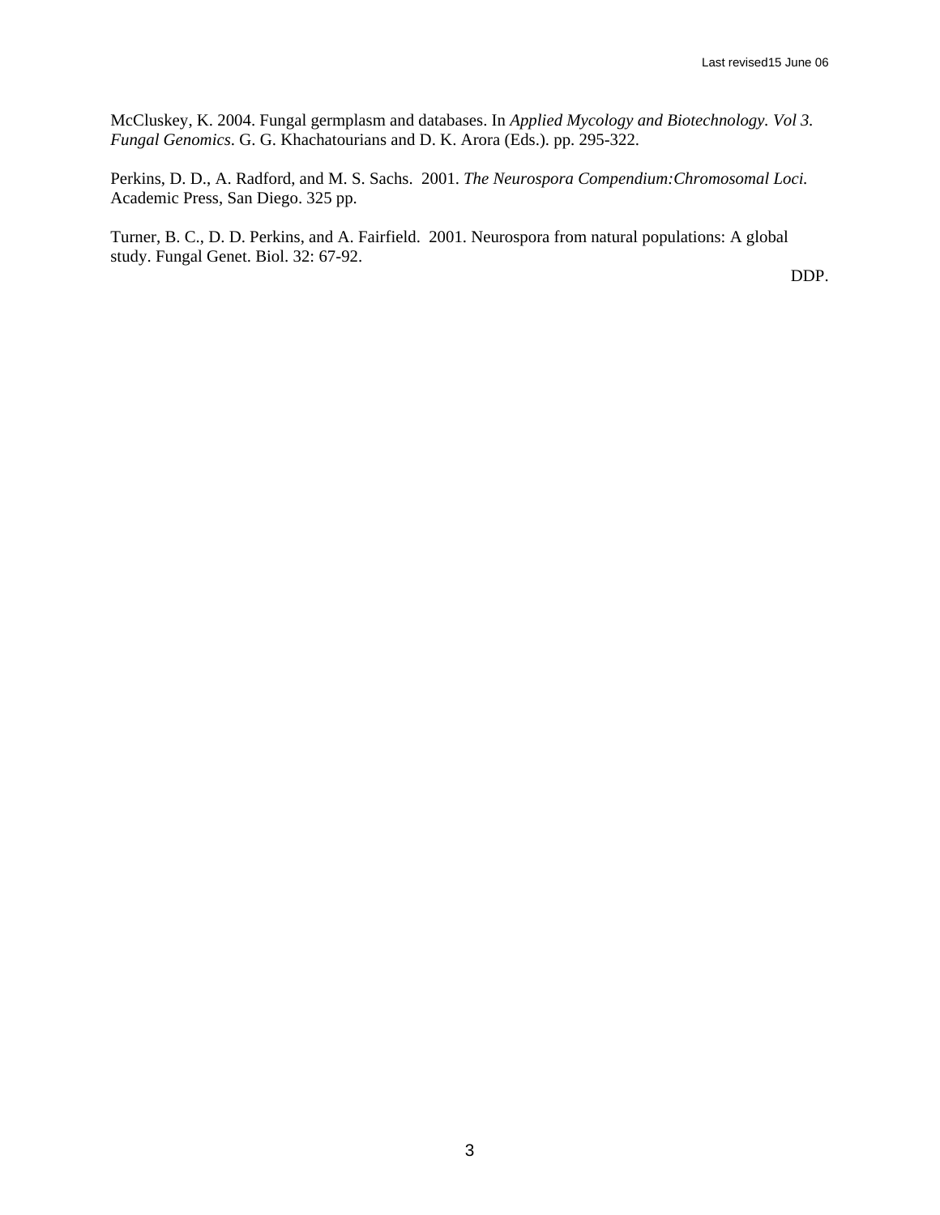McCluskey, K. 2004. Fungal germplasm and databases. In *Applied Mycology and Biotechnology. Vol 3. Fungal Genomics*. G. G. Khachatourians and D. K. Arora (Eds.). pp. 295-322.

Perkins, D. D., A. Radford, and M. S. Sachs. 2001. *The Neurospora Compendium:Chromosomal Loci.* Academic Press, San Diego. 325 pp.

Turner, B. C., D. D. Perkins, and A. Fairfield. 2001. Neurospora from natural populations: A global study. Fungal Genet. Biol. 32: 67-92.

DDP.